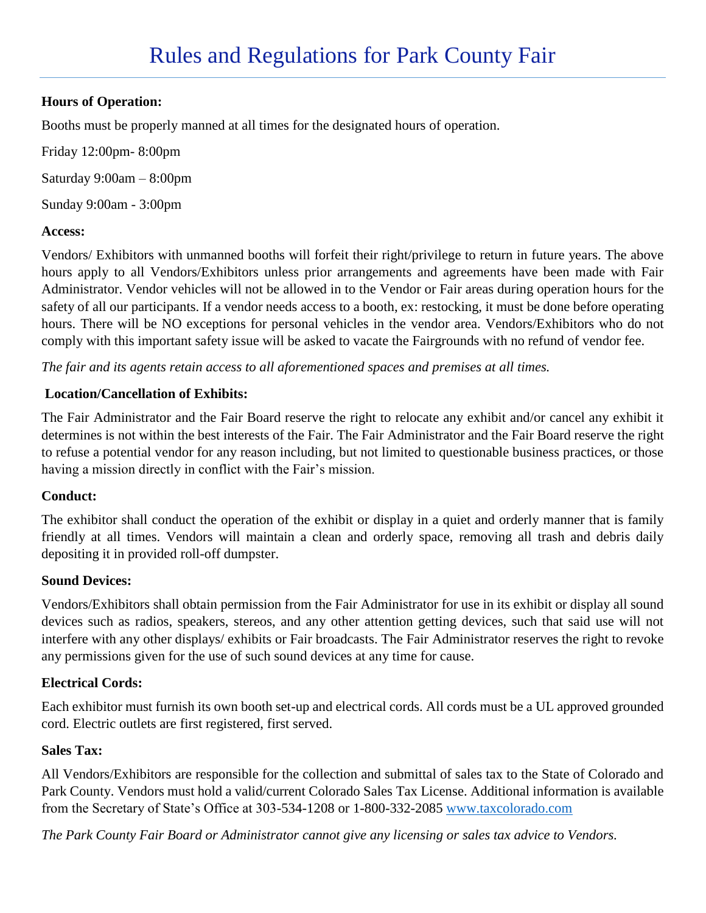# Rules and Regulations for Park County Fair

**Hours of Operation:**

Booths must be properly manned at all times for the designated hours of operation.

Friday 12:00pm- 8:00pm

Saturday 9:00am – 8:00pm

Sunday 9:00am - 3:00pm

**Access:**

Vendors/ Exhibitors with unmanned booths will forfeit their right/privilege to return in future years. The above hours apply to all Vendors/Exhibitors unless prior arrangements and agreements have been made with Fair Administrator. Vendor vehicles will not be allowed in to the Vendor or Fair areas during operation hours for the safety of all our participants. If a vendor needs access to a booth, ex: restocking, it must be done before operating hours. There will be NO exceptions for personal vehicles in the vendor area. Vendors/Exhibitors who do not comply with this important safety issue will be asked to vacate the Fairgrounds with no refund of vendor fee.

*The fair and its agents retain access to all aforementioned spaces and premises at all times.*

**Location/Cancellation of Exhibits:**

The Fair Administrator and the Fair Board reserve the right to relocate any exhibit and/or cancel any exhibit it determines is not within the best interests of the Fair. The Fair Administrator and the Fair Board reserve the right to refuse a potential vendor for any reason including, but not limited to questionable business practices, or those having a mission directly in conflict with the Fair's mission.

**Conduct:**

The exhibitor shall conduct the operation of the exhibit or display in a quiet and orderly manner that is family friendly at all times. Vendors will maintain a clean and orderly space, removing all trash and debris daily depositing it in provided roll-off dumpster.

**Sound Devices:**

Vendors/Exhibitors shall obtain permission from the Fair Administrator for use in its exhibit or display all sound devices such as radios, speakers, stereos, and any other attention getting devices, such that said use will not interfere with any other displays/ exhibits or Fair broadcasts. The Fair Administrator reserves the right to revoke any permissions given for the use of such sound devices at any time for cause.

**Electrical Cords:**

Each exhibitor must furnish its own booth set-up and electrical cords. All cords must be a UL approved grounded cord. Electric outlets are first registered, first served.

**Sales Tax:**

All Vendors/Exhibitors are responsible for the collection and submittal of sales tax to the State of Colorado and Park County. Vendors must hold a valid/current Colorado Sales Tax License. Additional information is available from the Secretary of State's Office at 303-534-1208 or 1-800-332-2085 [www.taxcolorado.com](http://www.taxcolorado.com)

*The Park County Fair Board or Administrator cannot give any licensing or sales tax advice to Vendors.*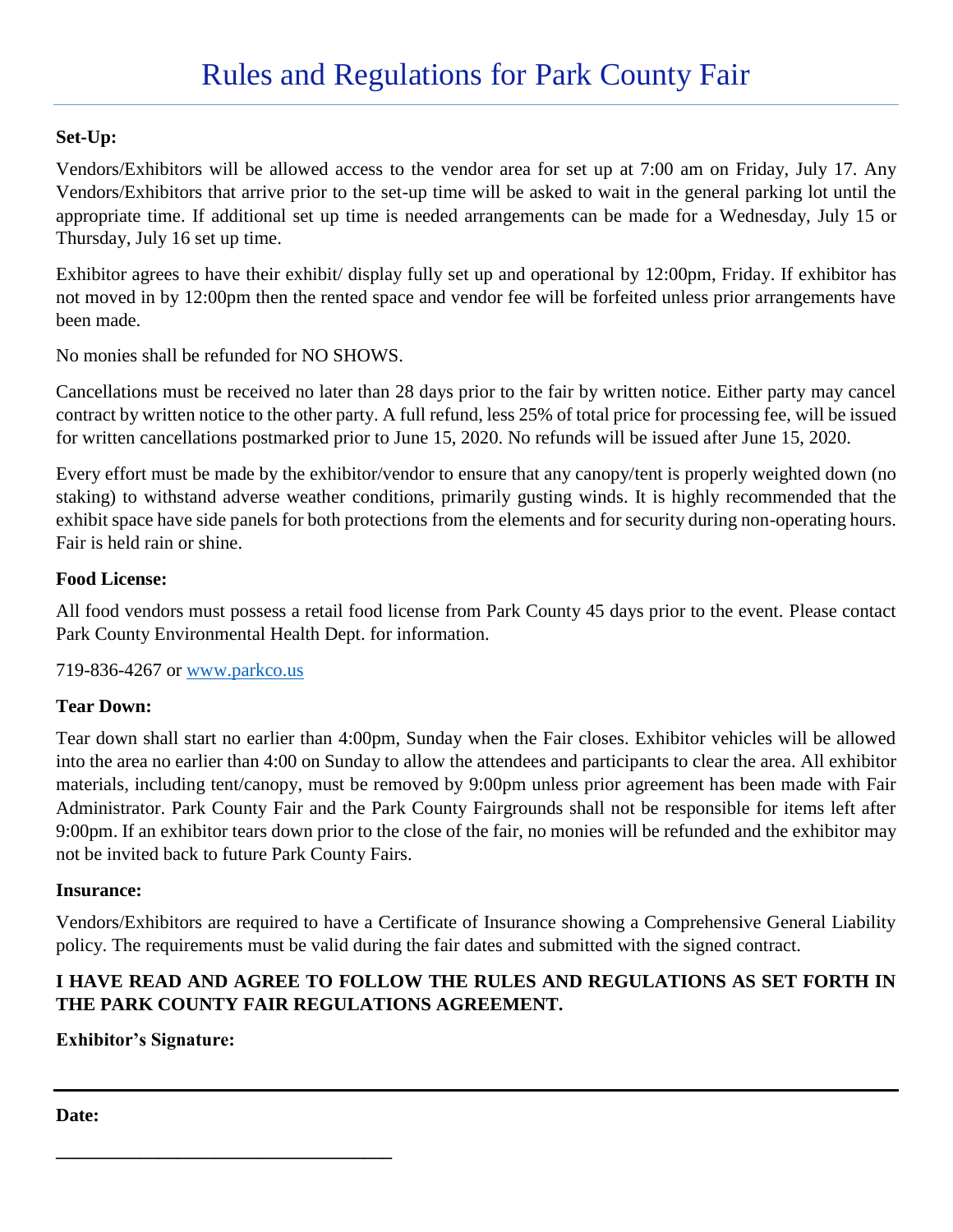# Rules and Regulations for Park County Fair

**Set-Up:**

Vendors/Exhibitors will be allowed access to the vendor area for set up at 7:00 am on Friday, July 17. Any Vendors/Exhibitors that arrive prior to the set-up time will be asked to wait in the general parking lot until the appropriate time. If additional set up time is needed arrangements can be made for a Wednesday, July 15 or Thursday, July 16 set up time.

Exhibitor agrees to have their exhibit/ display fully set up and operational by 12:00pm, Friday. If exhibitor has not moved in by 12:00pm then the rented space and vendor fee will be forfeited unless prior arrangements have been made.

No monies shall be refunded for NO SHOWS.

Cancellations must be received no later than 28 days prior to the fair by written notice. Either party may cancel contract by written notice to the other party. A full refund, less 25% of total price for processing fee, will be issued for written cancellations postmarked prior to June 15, 2020. No refunds will be issued after June 15, 2020.

Every effort must be made by the exhibitor/vendor to ensure that any canopy/tent is properly weighted down (no staking) to withstand adverse weather conditions, primarily gusting winds. It is highly recommended that the exhibit space have side panels for both protections from the elements and for security during non-operating hours. Fair is held rain or shine.

**Food License:**

All food vendors must possess a retail food license from Park County 45 days prior to the event. Please contact Park County Environmental Health Dept. for information.

719-836-4267 or [www.parkco.us](www.parkco.us)

**Tear Down:**

Tear down shall start no earlier than 4:00pm, Sunday when the Fair closes. Exhibitor vehicles will be allowed into the area no earlier than 4:00 on Sunday to allow the attendees and participants to clear the area. All exhibitor materials, including tent/canopy, must be removed by 9:00pm unless prior agreement has been made with Fair Administrator. Park County Fair and the Park County Fairgrounds shall not be responsible for items left after 9:00pm. If an exhibitor tears down prior to the close of the fair, no monies will be refunded and the exhibitor may not be invited back to future Park County Fairs.

**Insurance:**

Vendors/Exhibitors are required to have a Certificate of Insurance showing a Comprehensive General Liability policy. The requirements must be valid during the fair dates and submitted with the signed contract.

**I HAVE READ AND AGREE TO FOLLOW THE RULES AND REGULATIONS AS SET FORTH IN THE PARK COUNTY FAIR REGULATIONS AGREEMENT.**

**Exhibitor's Signature:**

______________________________________

**Date:**

______________________________________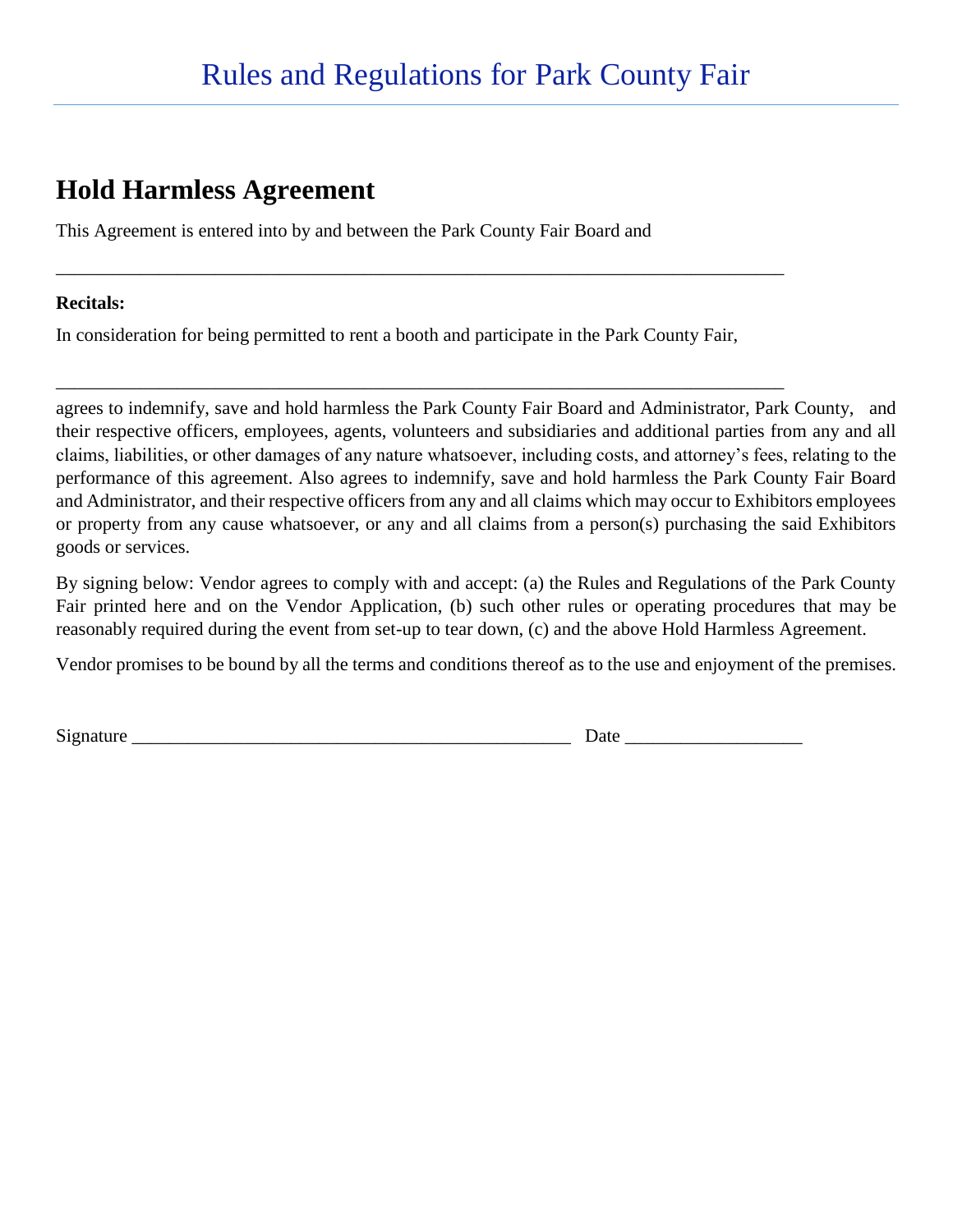# Rules and Regulations for Park County Fair

## Hold Harmless Agreement

This Agreement is entered into by and between the Park County Fair Board and

_______________________________________________________________________________

**Recitals:**

In consideration for being permitted to rent a booth and participate in the Park County Fair,

_______________________________________________________________________________

agrees to indemnify, save and hold harmless the Park County Fair Board and Administrator, Park County, and their respective officers, employees, agents, volunteers and subsidiaries and additional parties from any and all claims, liabilities, or other damages of any nature whatsoever, including costs, and attorney's fees, relating to the performance of this agreement. Also agrees to indemnify, save and hold harmless the Park County Fair Board and Administrator, and their respective officers from any and all claims which may occur to Exhibitors employees or property from any cause whatsoever, or any and all claims from a person(s) purchasing the said Exhibitors goods or services.

By signing below: Vendor agrees to comply with and accept: (a) the Rules and Regulations of the Park County Fair printed here and on the Vendor Application, (b) such other rules or operating procedures that may be reasonably required during the event from set-up to tear down, (c) and the above Hold Harmless Agreement.

Vendor promises to be bound by all the terms and conditions thereof as to the use and enjoyment of the premises.

Signature ________________________________________________ Date ___________________